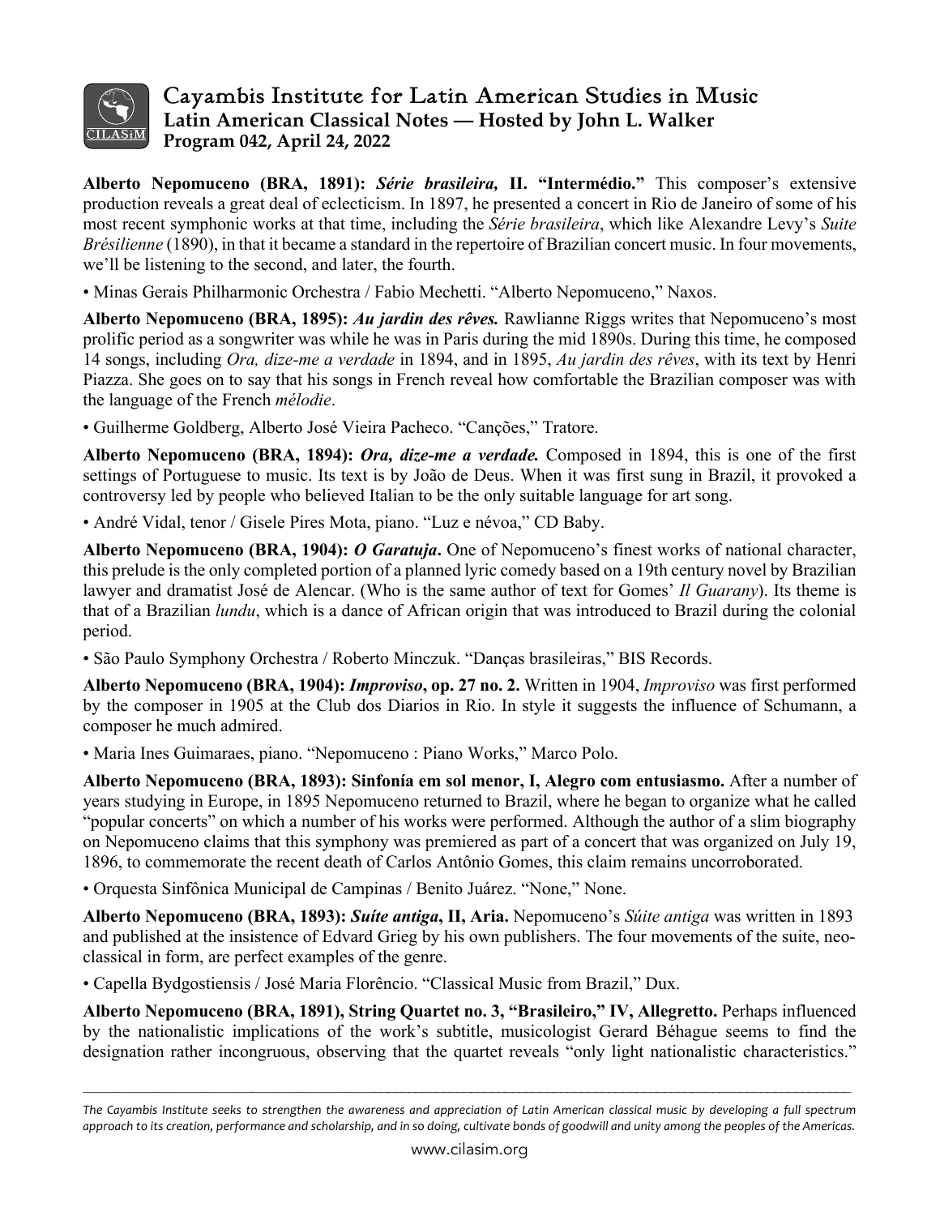# Cayambis Institute for Latin American Studies in Music

**Latin American Classical Notes — Hosted by John L. Walker**

**Program 042, April 24, 2022**

**Alberto Nepomuceno (BRA, 1891): *Série brasileira,* II. "Intermédio."** This composer's extensive production reveals a great deal of eclecticism. In 1897, he presented a concert in Rio de Janeiro of some of his most recent symphonic works at that time, including the *Série brasileira*, which like Alexandre Levy's *Suite Brésilienne* (1890), in that it became a standard in the repertoire of Brazilian concert music. In four movements, we'll be listening to the second, and later, the fourth.

• Minas Gerais Philharmonic Orchestra / Fabio Mechetti. "Alberto Nepomuceno," Naxos.

**Alberto Nepomuceno (BRA, 1895): *Au jardin des rêves.*** Rawlianne Riggs writes that Nepomuceno's most prolific period as a songwriter was while he was in Paris during the mid 1890s. During this time, he composed 14 songs, including *Ora, dize-me a verdade* in 1894, and in 1895, *Au jardin des rêves*, with its text by Henri Piazza. She goes on to say that his songs in French reveal how comfortable the Brazilian composer was with the language of the French *mélodie*.

• Guilherme Goldberg, Alberto José Vieira Pacheco. "Canções," Tratore.

**Alberto Nepomuceno (BRA, 1894): *Ora, dize-me a verdade.*** Composed in 1894, this is one of the first settings of Portuguese to music. Its text is by João de Deus. When it was first sung in Brazil, it provoked a controversy led by people who believed Italian to be the only suitable language for art song.

• André Vidal, tenor / Gisele Pires Mota, piano. "Luz e névoa," CD Baby.

**Alberto Nepomuceno (BRA, 1904): *O Garatuja*.** One of Nepomuceno's finest works of national character, this prelude is the only completed portion of a planned lyric comedy based on a 19th century novel by Brazilian lawyer and dramatist José de Alencar. (Who is the same author of text for Gomes' *Il Guarany*). Its theme is that of a Brazilian *lundu*, which is a dance of African origin that was introduced to Brazil during the colonial period.

• São Paulo Symphony Orchestra / Roberto Minczuk. "Danças brasileiras," BIS Records.

**Alberto Nepomuceno (BRA, 1904): *Improviso*, op. 27 no. 2.** Written in 1904, *Improviso* was first performed by the composer in 1905 at the Club dos Diarios in Rio. In style it suggests the influence of Schumann, a composer he much admired.

• Maria Ines Guimaraes, piano. "Nepomuceno : Piano Works," Marco Polo.

**Alberto Nepomuceno (BRA, 1893): Sinfonía em sol menor, I, Alegro com entusiasmo.** After a number of years studying in Europe, in 1895 Nepomuceno returned to Brazil, where he began to organize what he called "popular concerts" on which a number of his works were performed. Although the author of a slim biography on Nepomuceno claims that this symphony was premiered as part of a concert that was organized on July 19, 1896, to commemorate the recent death of Carlos Antônio Gomes, this claim remains uncorroborated.

• Orquesta Sinfônica Municipal de Campinas / Benito Juárez. "None," None.

**Alberto Nepomuceno (BRA, 1893): *Suíte antiga*, II, Aria.** Nepomuceno's *Súite antiga* was written in 1893 and published at the insistence of Edvard Grieg by his own publishers. The four movements of the suite, neo-classical in form, are perfect examples of the genre.

• Capella Bydgostiensis / José Maria Florêncio. "Classical Music from Brazil," Dux.

**Alberto Nepomuceno (BRA, 1891), String Quartet no. 3, "Brasileiro," IV, Allegretto.** Perhaps influenced by the nationalistic implications of the work's subtitle, musicologist Gerard Béhague seems to find the designation rather incongruous, observing that the quartet reveals "only light nationalistic characteristics."

*The Cayambis Institute seeks to strengthen the awareness and appreciation of Latin American classical music by developing a full spectrum approach to its creation, performance and scholarship, and in so doing, cultivate bonds of goodwill and unity among the peoples of the Americas.*

www.cilasim.org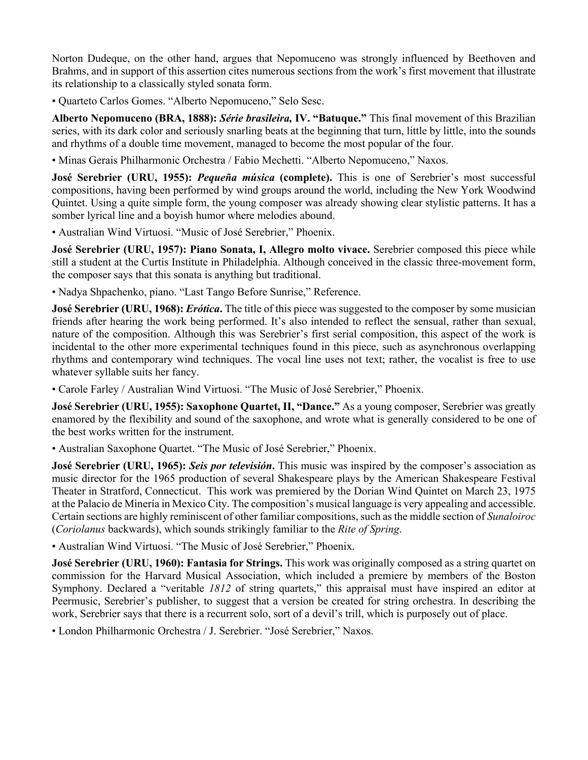Norton Dudeque, on the other hand, argues that Nepomuceno was strongly influenced by Beethoven and Brahms, and in support of this assertion cites numerous sections from the work's first movement that illustrate its relationship to a classically styled sonata form.

• Quarteto Carlos Gomes. "Alberto Nepomuceno," Selo Sesc.

**Alberto Nepomuceno (BRA, 1888):** ***Série brasileira,*** **IV. "Batuque."** This final movement of this Brazilian series, with its dark color and seriously snarling beats at the beginning that turn, little by little, into the sounds and rhythms of a double time movement, managed to become the most popular of the four.

• Minas Gerais Philharmonic Orchestra / Fabio Mechetti. "Alberto Nepomuceno," Naxos.

**José Serebrier (URU, 1955):** ***Pequeña música*** **(complete).** This is one of Serebrier's most successful compositions, having been performed by wind groups around the world, including the New York Woodwind Quintet. Using a quite simple form, the young composer was already showing clear stylistic patterns. It has a somber lyrical line and a boyish humor where melodies abound.

• Australian Wind Virtuosi. "Music of José Serebrier," Phoenix.

**José Serebrier (URU, 1957): Piano Sonata, I, Allegro molto vivace.** Serebrier composed this piece while still a student at the Curtis Institute in Philadelphia. Although conceived in the classic three-movement form, the composer says that this sonata is anything but traditional.

• Nadya Shpachenko, piano. "Last Tango Before Sunrise," Reference.

**José Serebrier (URU, 1968):** ***Erótica*****.** The title of this piece was suggested to the composer by some musician friends after hearing the work being performed. It's also intended to reflect the sensual, rather than sexual, nature of the composition. Although this was Serebrier's first serial composition, this aspect of the work is incidental to the other more experimental techniques found in this piece, such as asynchronous overlapping rhythms and contemporary wind techniques. The vocal line uses not text; rather, the vocalist is free to use whatever syllable suits her fancy.

• Carole Farley / Australian Wind Virtuosi. "The Music of José Serebrier," Phoenix.

**José Serebrier (URU, 1955): Saxophone Quartet, II, "Dance."** As a young composer, Serebrier was greatly enamored by the flexibility and sound of the saxophone, and wrote what is generally considered to be one of the best works written for the instrument.

• Australian Saxophone Quartet. "The Music of José Serebrier," Phoenix.

**José Serebrier (URU, 1965):** ***Seis por televisión*****.** This music was inspired by the composer's association as music director for the 1965 production of several Shakespeare plays by the American Shakespeare Festival Theater in Stratford, Connecticut. This work was premiered by the Dorian Wind Quintet on March 23, 1975 at the Palacio de Minería in Mexico City. The composition's musical language is very appealing and accessible. Certain sections are highly reminiscent of other familiar compositions, such as the middle section of *Sunaloiroc* (*Coriolanus* backwards), which sounds strikingly familiar to the *Rite of Spring*.

• Australian Wind Virtuosi. "The Music of José Serebrier," Phoenix.

**José Serebrier (URU, 1960): Fantasia for Strings.** This work was originally composed as a string quartet on commission for the Harvard Musical Association, which included a premiere by members of the Boston Symphony. Declared a "veritable *1812* of string quartets," this appraisal must have inspired an editor at Peermusic, Serebrier's publisher, to suggest that a version be created for string orchestra. In describing the work, Serebrier says that there is a recurrent solo, sort of a devil's trill, which is purposely out of place.

• London Philharmonic Orchestra / J. Serebrier. "José Serebrier," Naxos.